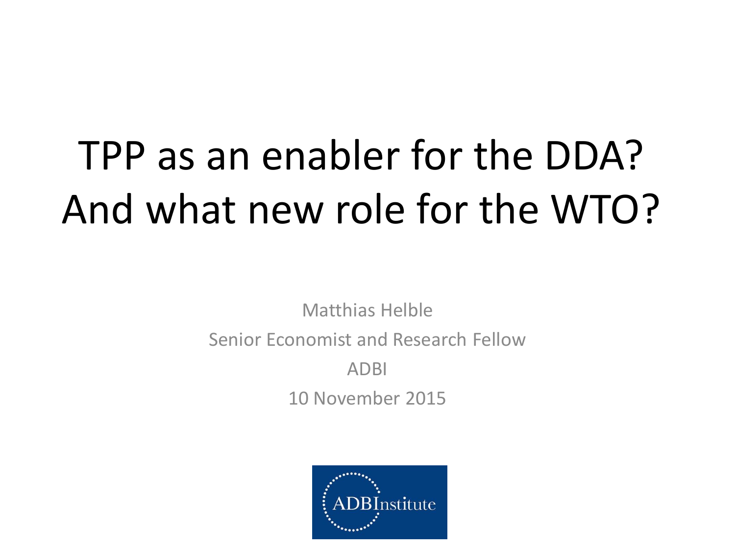# TPP as an enabler for the DDA? And what new role for the WTO?

Matthias Helble

Senior Economist and Research Fellow

ADBI

10 November 2015

ADBInstitute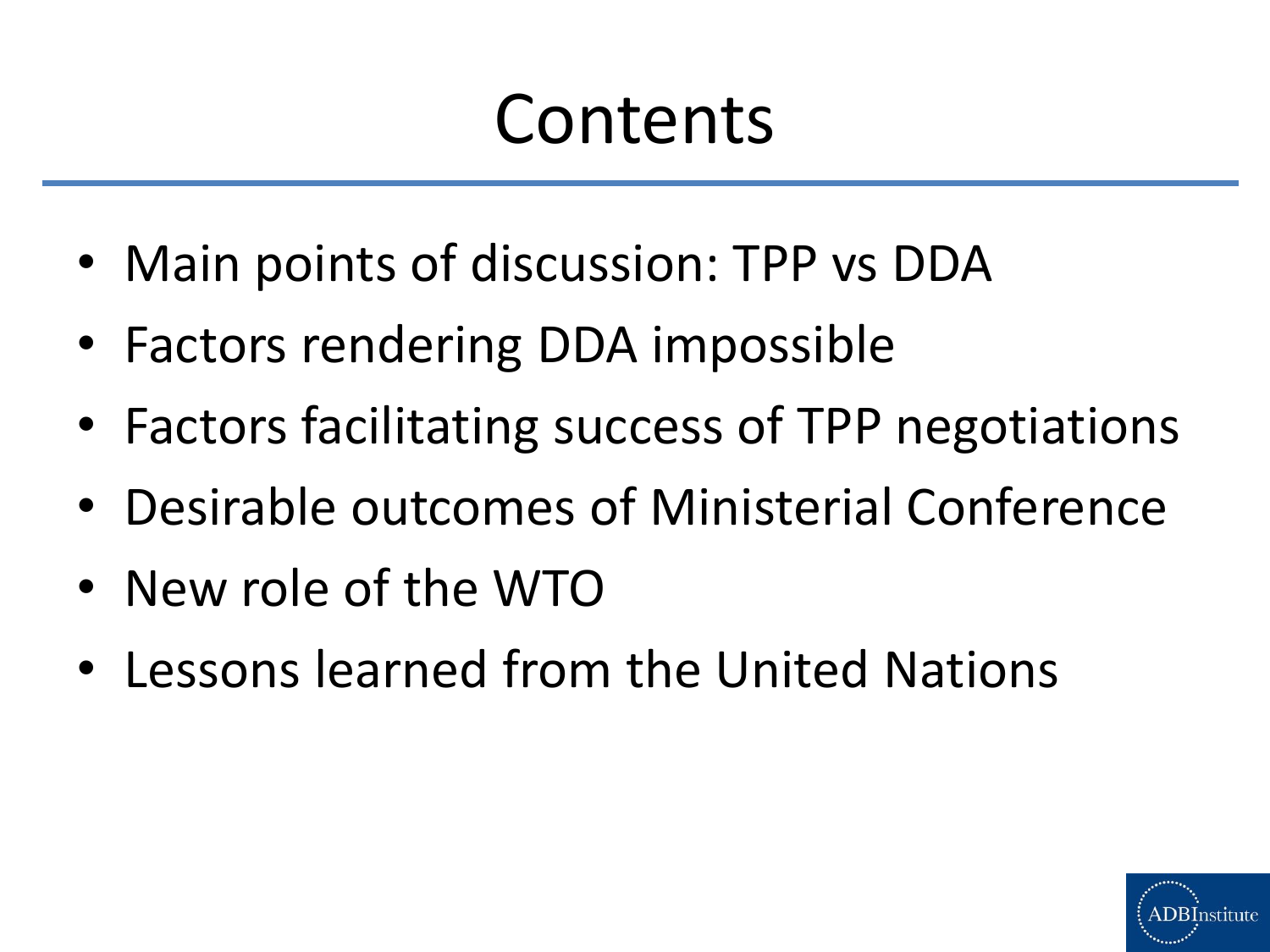# Contents

- Main points of discussion: TPP vs DDA
- Factors rendering DDA impossible
- Factors facilitating success of TPP negotiations
- Desirable outcomes of Ministerial Conference
- New role of the WTO
- Lessons learned from the United Nations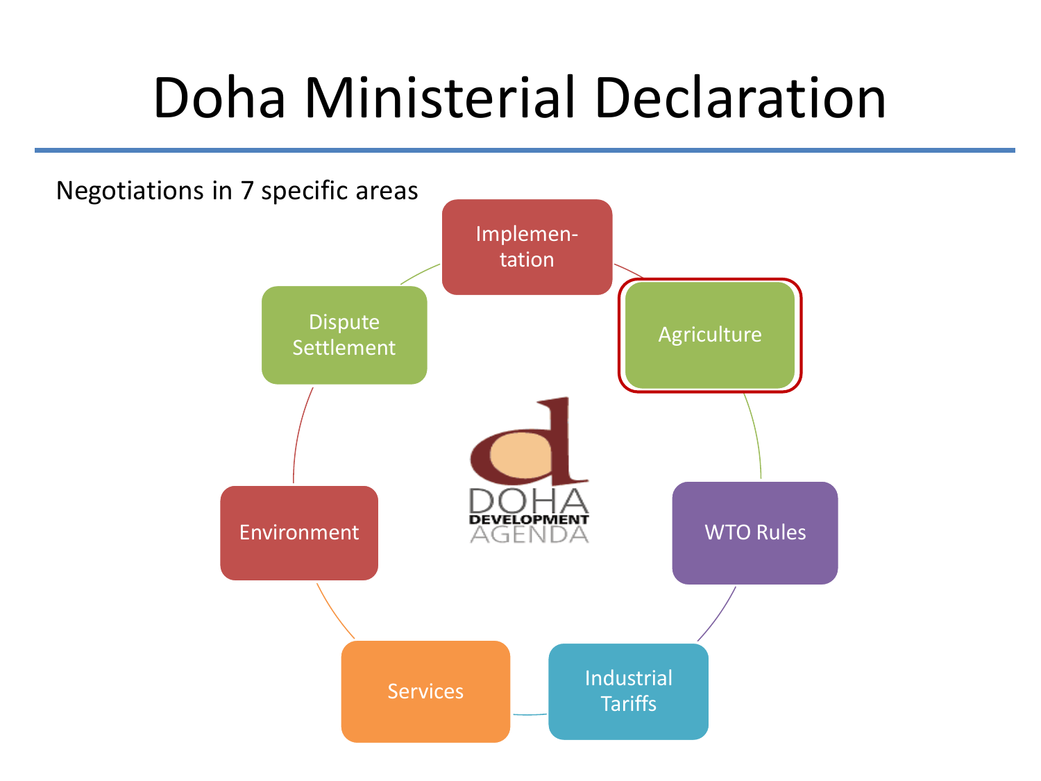# Doha Ministerial Declaration

Negotiations in 7 specific areas

- Implementation
- Agriculture
- WTO Rules
- Industrial Tariffs
- Services
- Environment
- Dispute Settlement

DOHA DEVELOPMENT AGENDA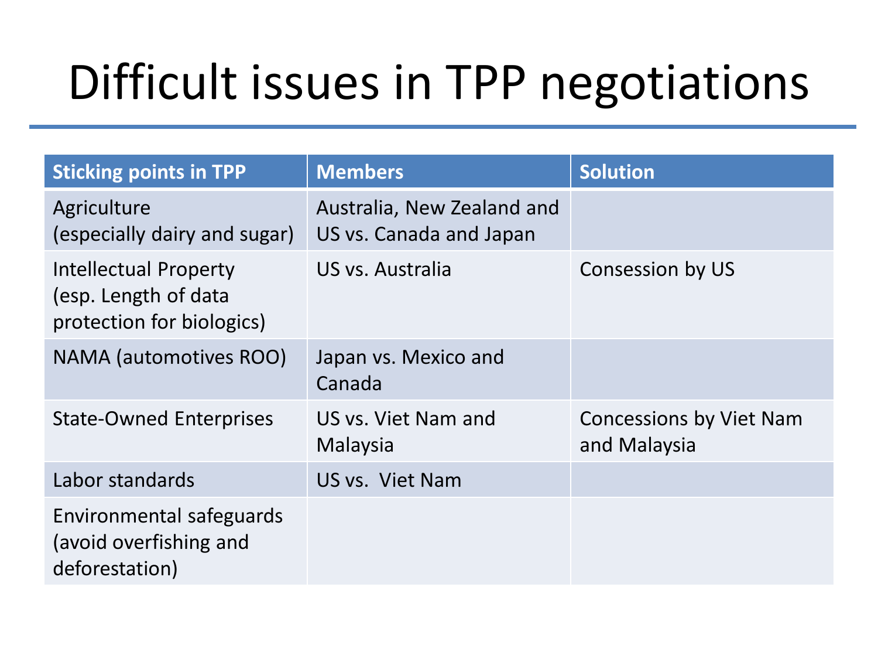# Difficult issues in TPP negotiations

| Sticking points in TPP | Members | Solution |
|---|---|---|
| Agriculture (especially dairy and sugar) | Australia, New Zealand and US vs. Canada and Japan | |
| Intellectual Property (esp. Length of data protection for biologics) | US vs. Australia | Consession by US |
| NAMA (automotives ROO) | Japan vs. Mexico and Canada | |
| State-Owned Enterprises | US vs. Viet Nam and Malaysia | Concessions by Viet Nam and Malaysia |
| Labor standards | US vs.  Viet Nam | |
| Environmental safeguards (avoid overfishing and deforestation) | | |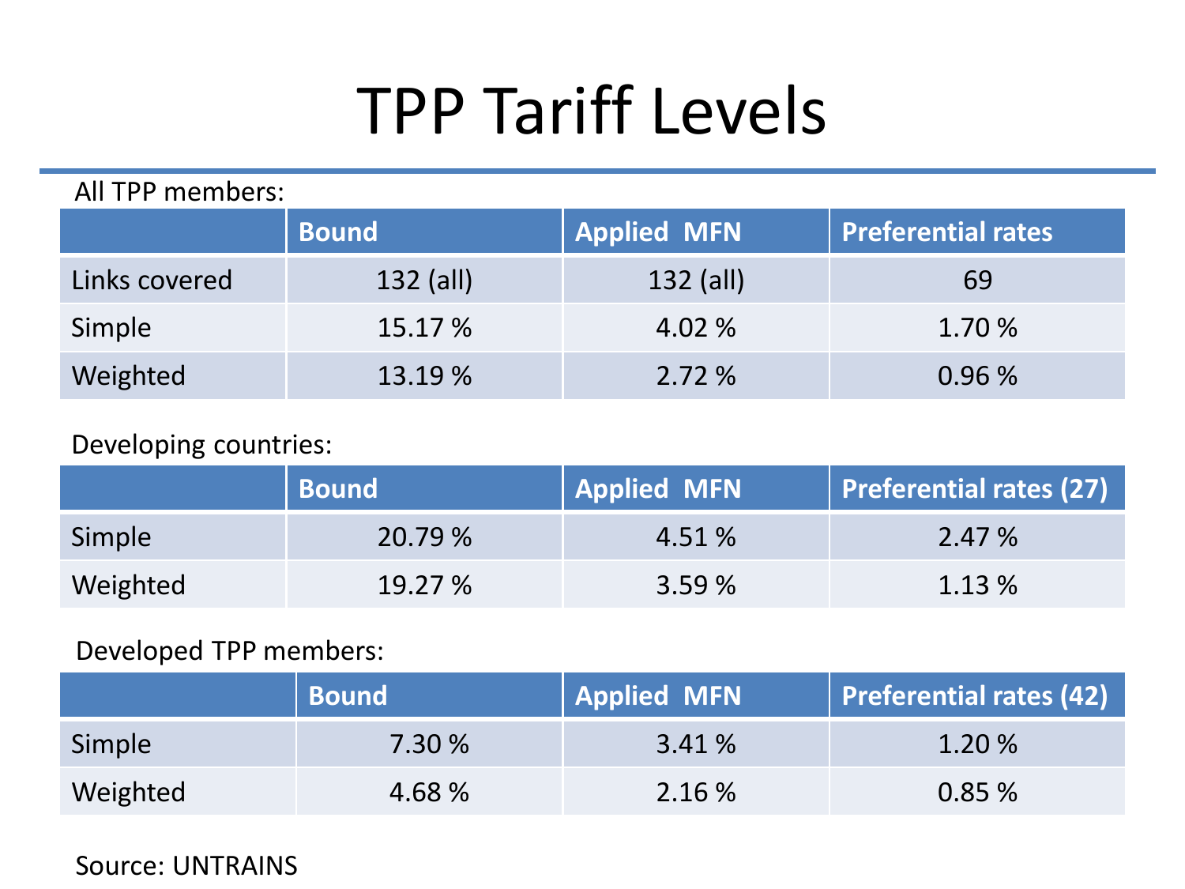# TPP Tariff Levels

All TPP members:

| | Bound | Applied MFN | Preferential rates |
|---|---|---|---|
| Links covered | 132 (all) | 132 (all) | 69 |
| Simple | 15.17 % | 4.02 % | 1.70 % |
| Weighted | 13.19 % | 2.72 % | 0.96 % |

Developing countries:

| | Bound | Applied MFN | Preferential rates (27) |
|---|---|---|---|
| Simple | 20.79 % | 4.51 % | 2.47 % |
| Weighted | 19.27 % | 3.59 % | 1.13 % |

Developed TPP members:

| | Bound | Applied MFN | Preferential rates (42) |
|---|---|---|---|
| Simple | 7.30 % | 3.41 % | 1.20 % |
| Weighted | 4.68 % | 2.16 % | 0.85 % |

Source: UNTRAINS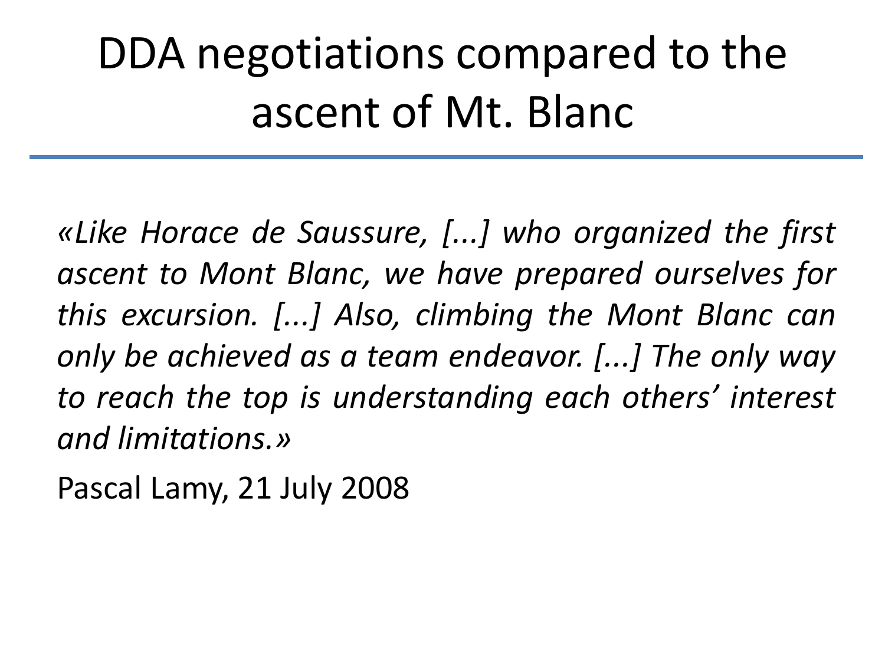# DDA negotiations compared to the ascent of Mt. Blanc

*«Like Horace de Saussure, [...] who organized the first ascent to Mont Blanc, we have prepared ourselves for this excursion. [...] Also, climbing the Mont Blanc can only be achieved as a team endeavor. [...] The only way to reach the top is understanding each others' interest and limitations.»*

Pascal Lamy, 21 July 2008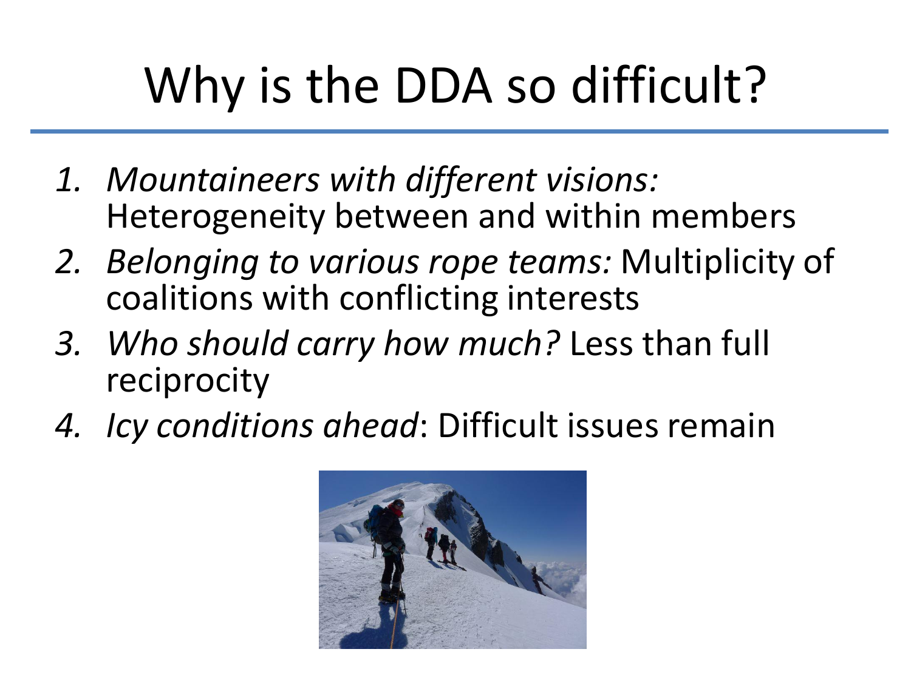# Why is the DDA so difficult?

1. *Mountaineers with different visions:* Heterogeneity between and within members
2. *Belonging to various rope teams:* Multiplicity of coalitions with conflicting interests
3. *Who should carry how much?* Less than full reciprocity
4. *Icy conditions ahead*: Difficult issues remain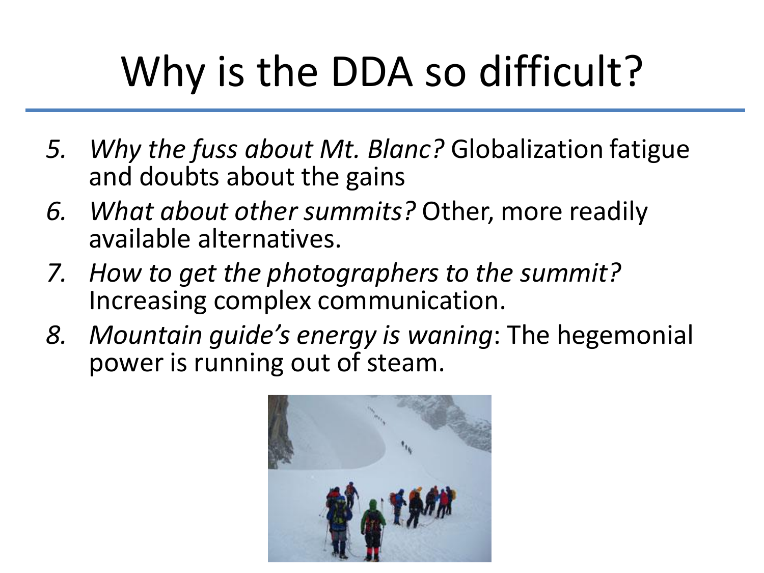# Why is the DDA so difficult?

5. *Why the fuss about Mt. Blanc?* Globalization fatigue and doubts about the gains
6. *What about other summits?* Other, more readily available alternatives.
7. *How to get the photographers to the summit?* Increasing complex communication.
8. *Mountain guide's energy is waning*: The hegemonial power is running out of steam.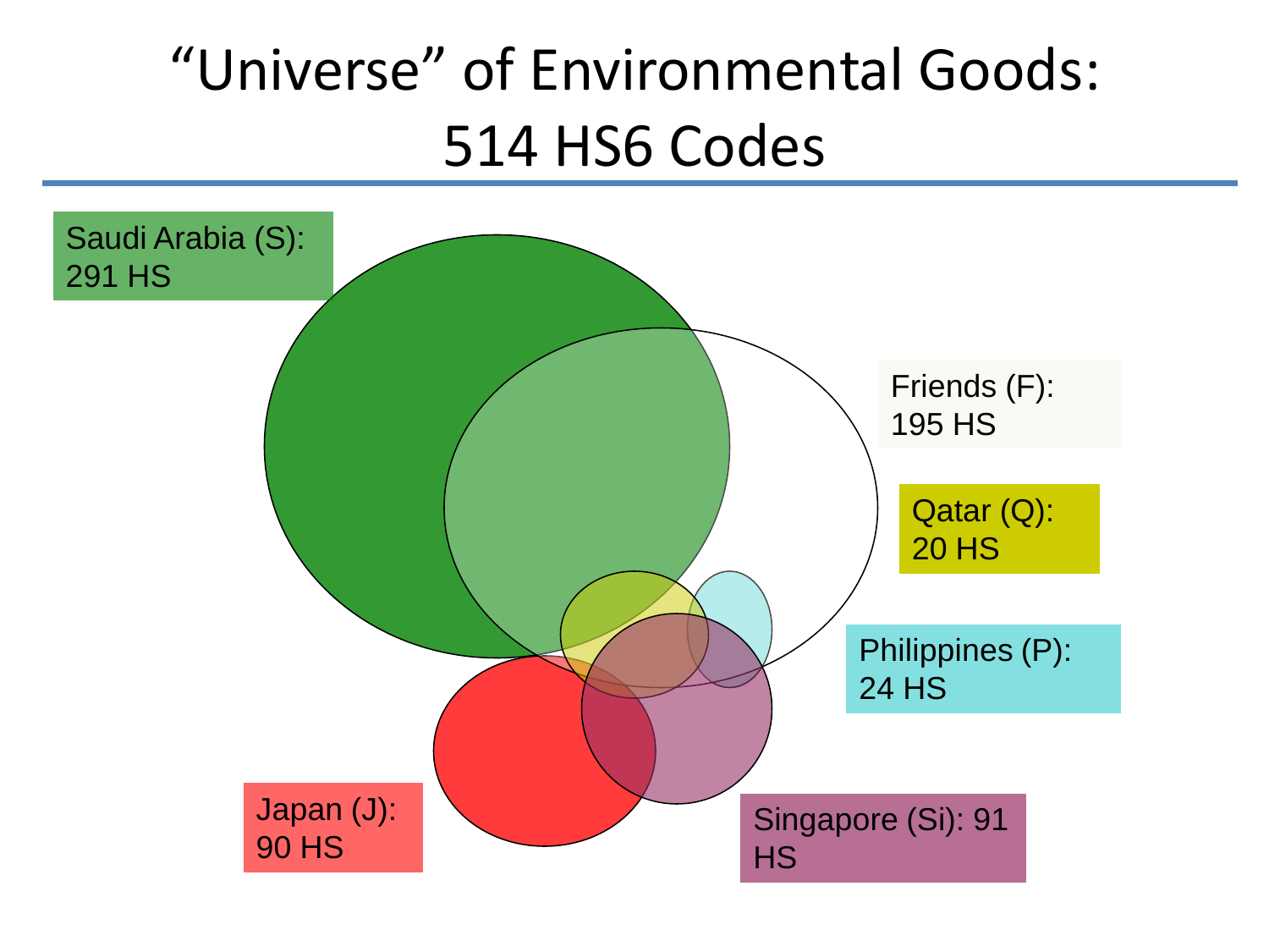# "Universe" of Environmental Goods: 514 HS6 Codes

Saudi Arabia (S): 291 HS

Friends (F): 195 HS

Qatar (Q): 20 HS

Philippines (P): 24 HS

Japan (J): 90 HS

Singapore (Si): 91 HS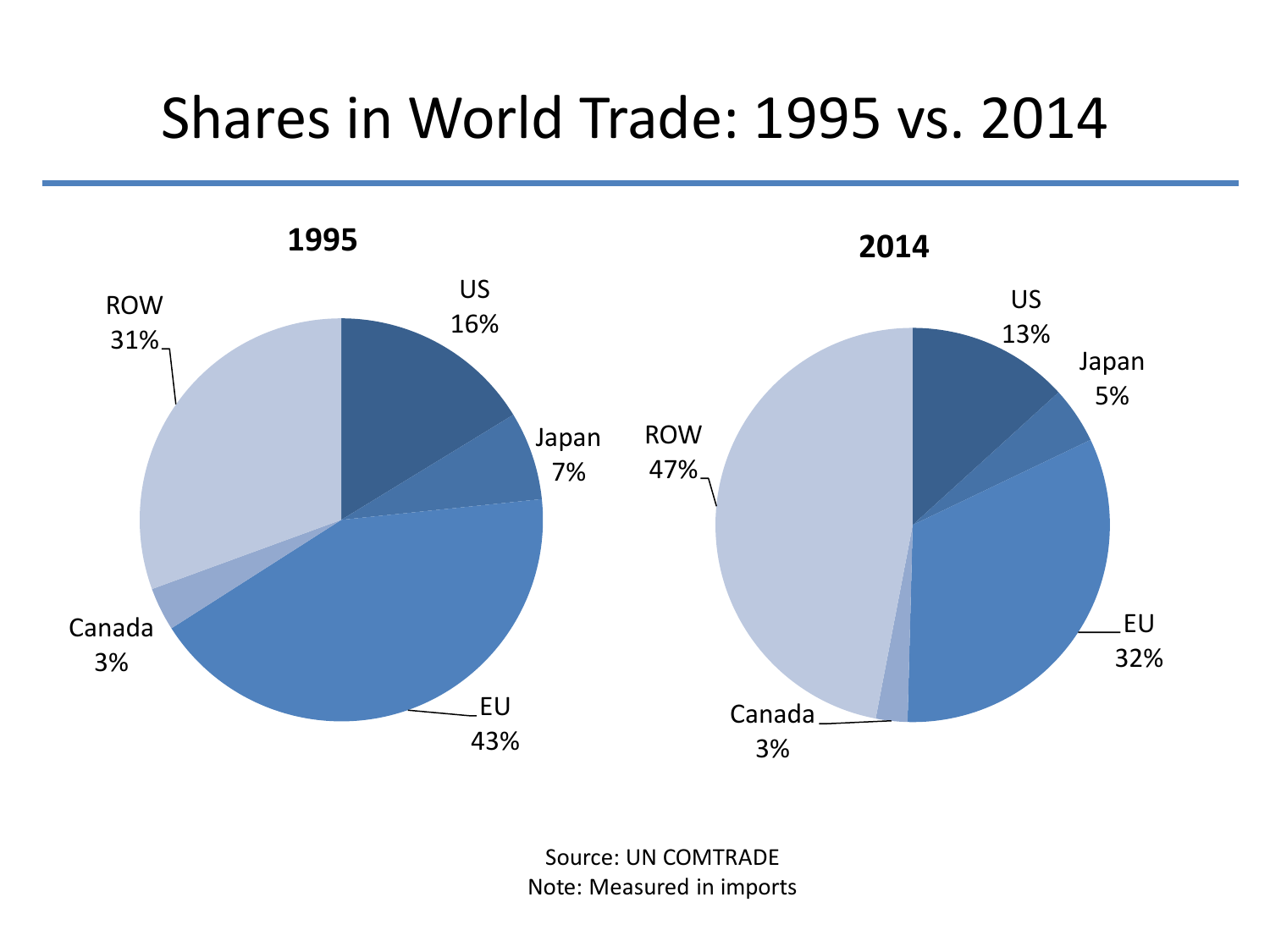# Shares in World Trade: 1995 vs. 2014

**1995**

| Region | Share |
|---|---|
| US | 16% |
| Japan | 7% |
| EU | 43% |
| Canada | 3% |
| ROW | 31% |

**2014**

| Region | Share |
|---|---|
| US | 13% |
| Japan | 5% |
| EU | 32% |
| Canada | 3% |
| ROW | 47% |

Source: UN COMTRADE
Note: Measured in imports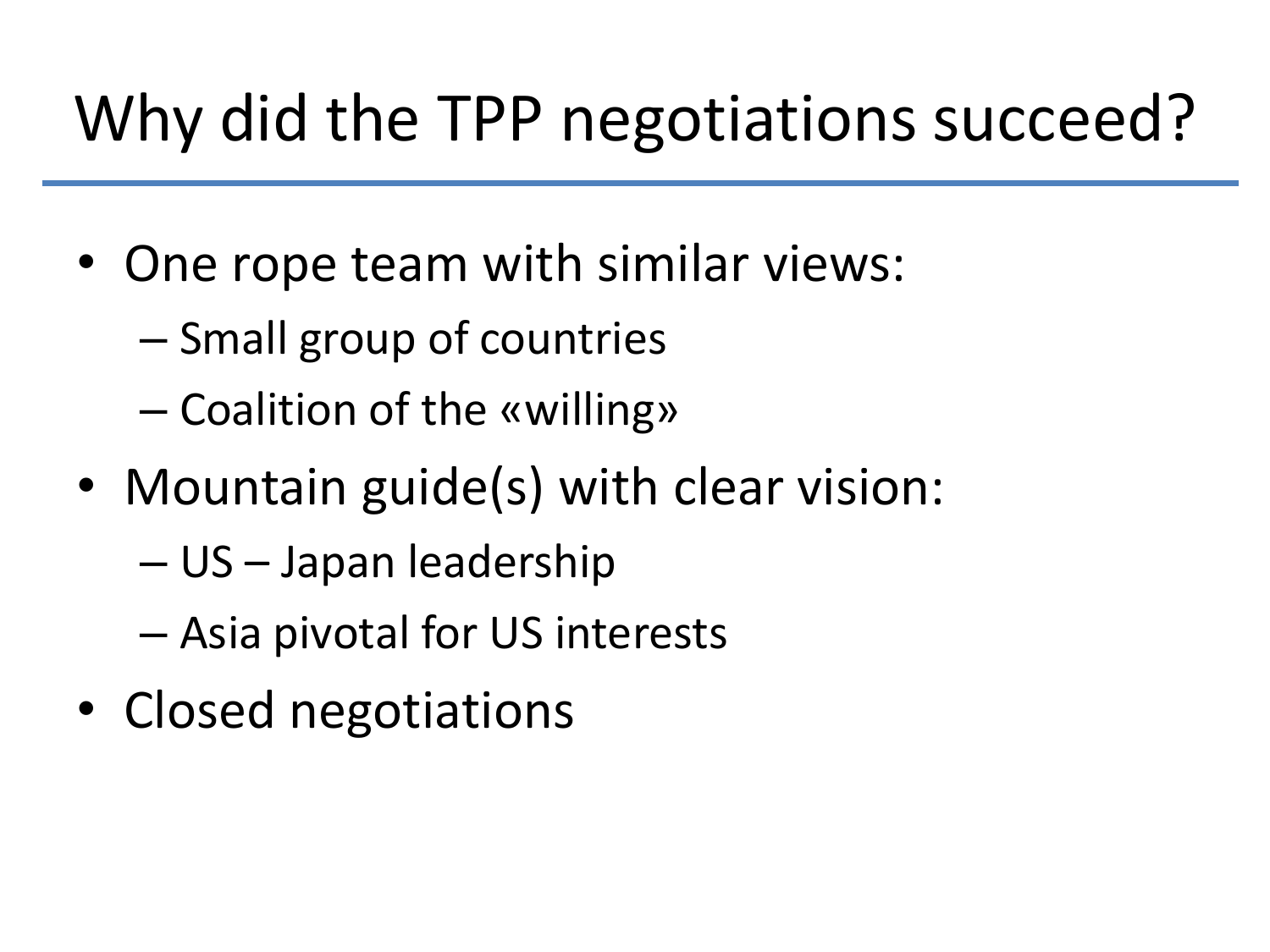# Why did the TPP negotiations succeed?

- One rope team with similar views:
  - Small group of countries
  - Coalition of the «willing»
- Mountain guide(s) with clear vision:
  - US – Japan leadership
  - Asia pivotal for US interests
- Closed negotiations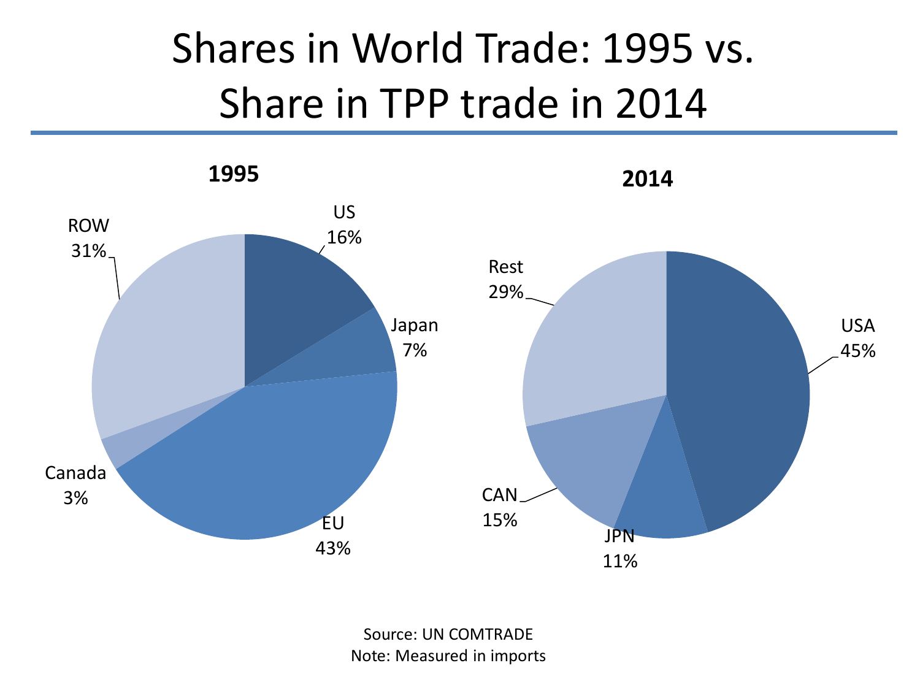# Shares in World Trade: 1995 vs. Share in TPP trade in 2014

**1995**

| Region | Share |
|---|---|
| US | 16% |
| Japan | 7% |
| EU | 43% |
| Canada | 3% |
| ROW | 31% |

**2014**

| Region | Share |
|---|---|
| USA | 45% |
| JPN | 11% |
| CAN | 15% |
| Rest | 29% |

Source: UN COMTRADE
Note: Measured in imports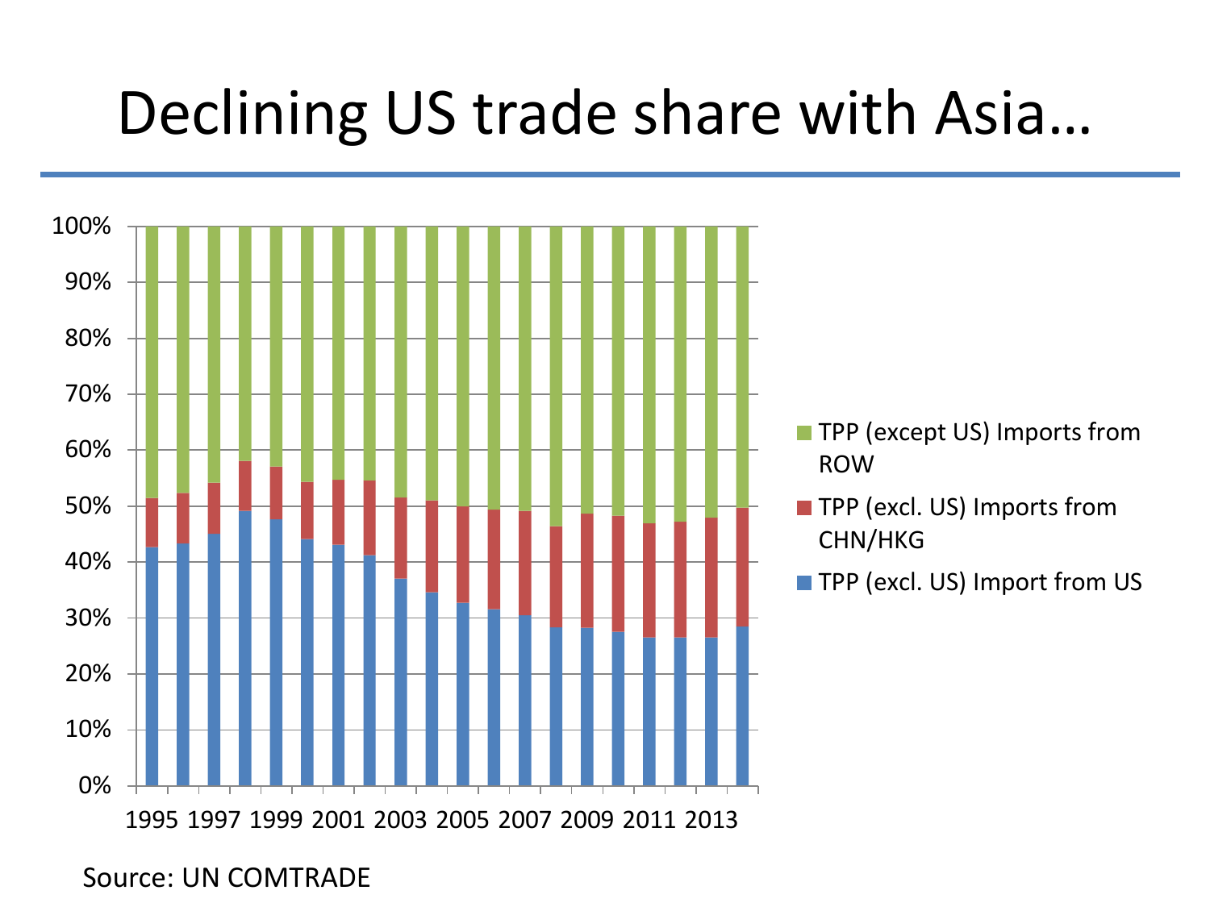# Declining US trade share with Asia…

Source: UN COMTRADE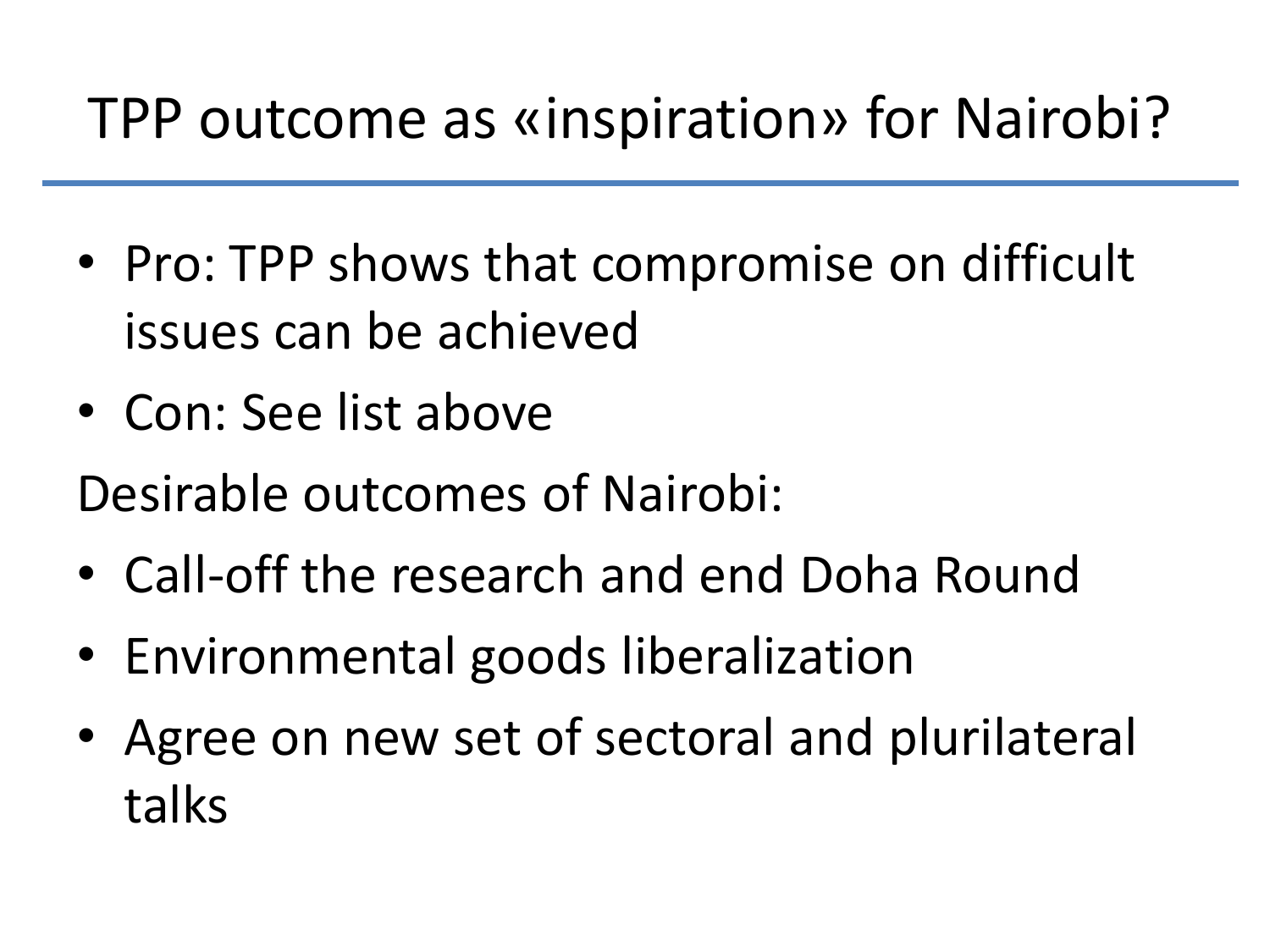# TPP outcome as «inspiration» for Nairobi?

- Pro: TPP shows that compromise on difficult issues can be achieved
- Con: See list above

Desirable outcomes of Nairobi:

- Call-off the research and end Doha Round
- Environmental goods liberalization
- Agree on new set of sectoral and plurilateral talks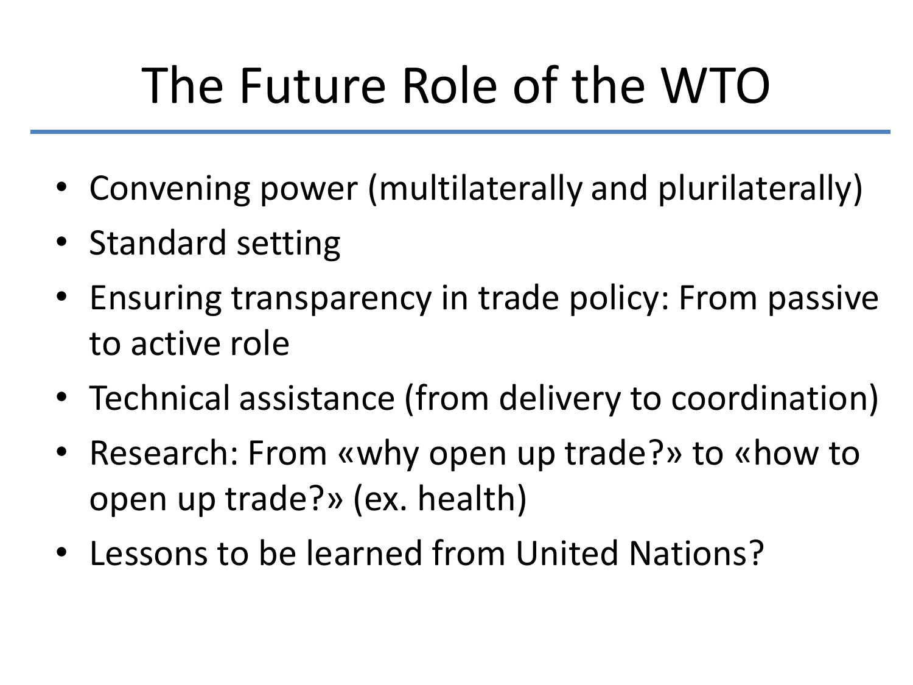# The Future Role of the WTO

- Convening power (multilaterally and plurilaterally)
- Standard setting
- Ensuring transparency in trade policy: From passive to active role
- Technical assistance (from delivery to coordination)
- Research: From «why open up trade?» to «how to open up trade?» (ex. health)
- Lessons to be learned from United Nations?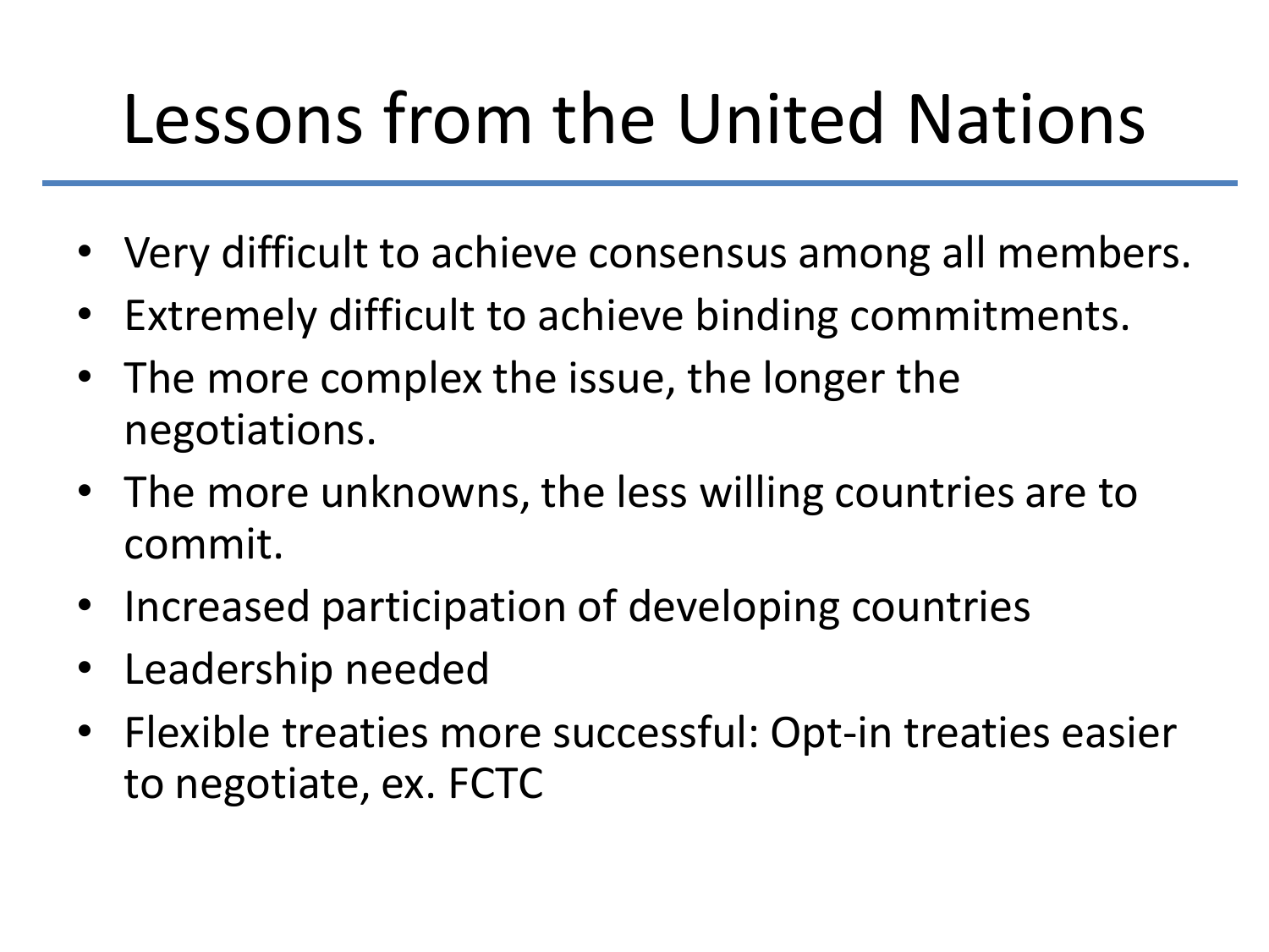# Lessons from the United Nations

- Very difficult to achieve consensus among all members.
- Extremely difficult to achieve binding commitments.
- The more complex the issue, the longer the negotiations.
- The more unknowns, the less willing countries are to commit.
- Increased participation of developing countries
- Leadership needed
- Flexible treaties more successful: Opt-in treaties easier to negotiate, ex. FCTC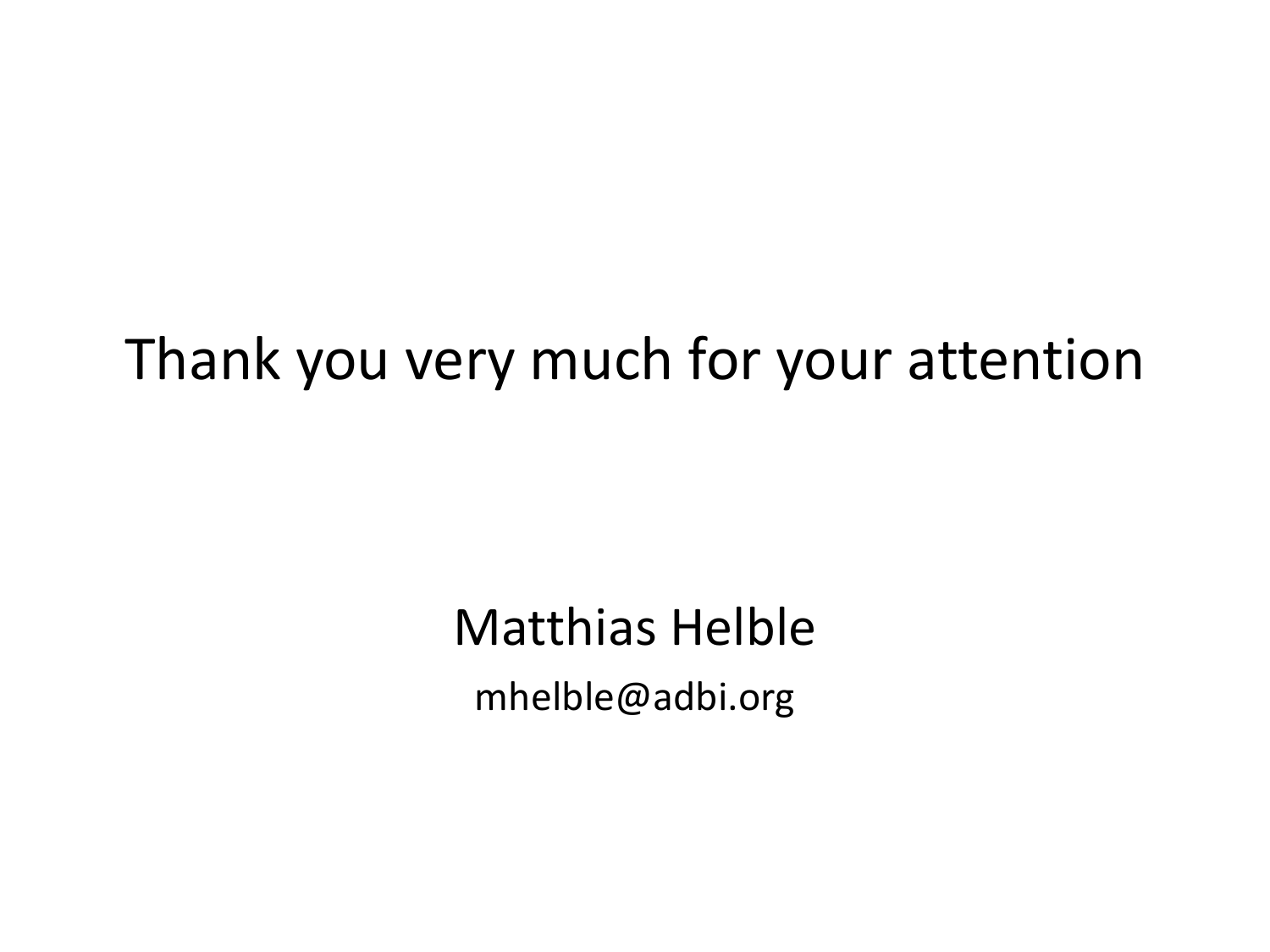Thank you very much for your attention

Matthias Helble

mhelble@adbi.org